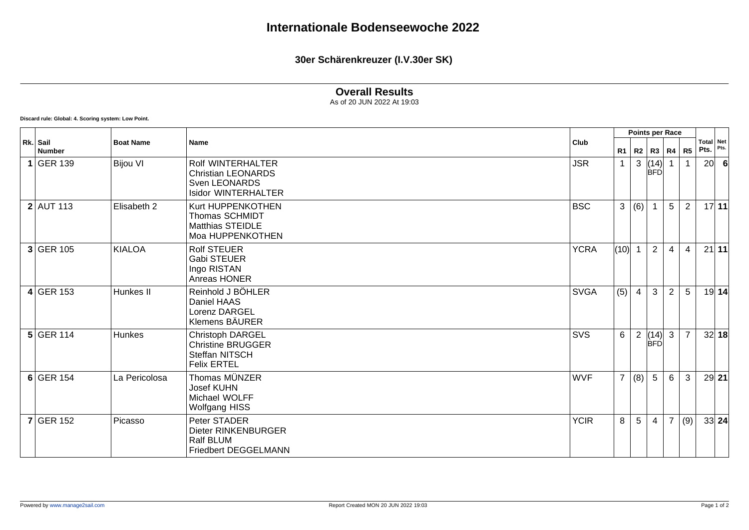# Internationale Bodenseewoche 2022

## 30er Schärenkreuzer (I.V.30er SK)

### Overall Results

As of 20 JUN 2022 At 19:03

**Discard rule: Global: 4. Scoring system: Low Point.**

| Rk. | Sail Number | Boat Name | Name | Club | Points per Race | | | | | Total Pts. | Net Pts. |
|---|---|---|---|---|---|---|---|---|---|---|---|
| | | | | | R1 | R2 | R3 | R4 | R5 | | |
| **1** | GER 139 | Bijou VI | Rolf WINTERHALTER<br>Christian LEONARDS<br>Sven LEONARDS<br>Isidor WINTERHALTER | JSR | 1 | 3 | (14) BFD | 1 | 1 | 20 | **6** |
| **2** | AUT 113 | Elisabeth 2 | Kurt HUPPENKOTHEN<br>Thomas SCHMIDT<br>Matthias STEIDLE<br>Moa HUPPENKOTHEN | BSC | 3 | (6) | 1 | 5 | 2 | 17 | **11** |
| **3** | GER 105 | KIALOA | Rolf STEUER<br>Gabi STEUER<br>Ingo RISTAN<br>Anreas HONER | YCRA | (10) | 1 | 2 | 4 | 4 | 21 | **11** |
| **4** | GER 153 | Hunkes II | Reinhold J BÖHLER<br>Daniel HAAS<br>Lorenz DARGEL<br>Klemens BÄURER | SVGA | (5) | 4 | 3 | 2 | 5 | 19 | **14** |
| **5** | GER 114 | Hunkes | Christoph DARGEL<br>Christine BRUGGER<br>Steffan NITSCH<br>Felix ERTEL | SVS | 6 | 2 | (14) BFD | 3 | 7 | 32 | **18** |
| **6** | GER 154 | La Pericolosa | Thomas MÜNZER<br>Josef KUHN<br>Michael WOLFF<br>Wolfgang HISS | WVF | 7 | (8) | 5 | 6 | 3 | 29 | **21** |
| **7** | GER 152 | Picasso | Peter STADER<br>Dieter RINKENBURGER<br>Ralf BLUM<br>Friedbert DEGGELMANN | YCIR | 8 | 5 | 4 | 7 | (9) | 33 | **24** |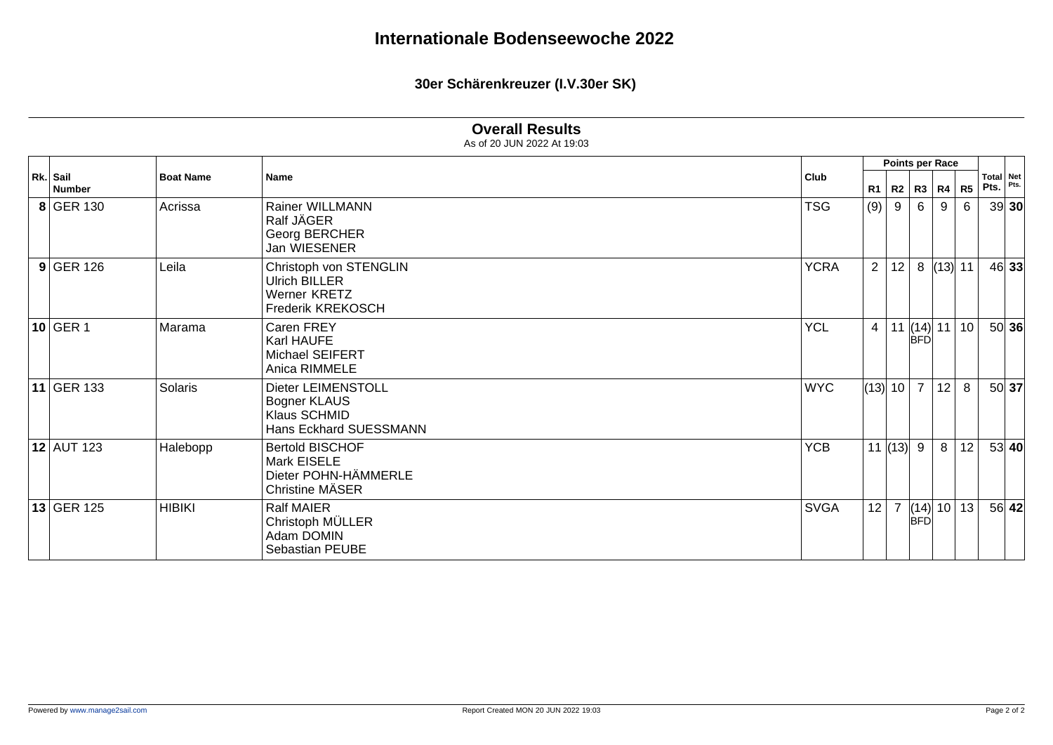# Internationale Bodenseewoche 2022

## 30er Schärenkreuzer (I.V.30er SK)

### Overall Results

As of 20 JUN 2022 At 19:03

| Rk. | Sail Number | Boat Name | Name | Club | R1 | R2 | R3 | R4 | R5 | Total Pts. | Net Pts. |
|---|---|---|---|---|---|---|---|---|---|---|---|
| | | | | | Points per Race | | | | | | |
| 8 | GER 130 | Acrissa | Rainer WILLMANN<br>Ralf JÄGER<br>Georg BERCHER<br>Jan WIESENER | TSG | (9) | 9 | 6 | 9 | 6 | 39 | **30** |
| 9 | GER 126 | Leila | Christoph von STENGLIN<br>Ulrich BILLER<br>Werner KRETZ<br>Frederik KREKOSCH | YCRA | 2 | 12 | 8 | (13) | 11 | 46 | **33** |
| 10 | GER 1 | Marama | Caren FREY<br>Karl HAUFE<br>Michael SEIFERT<br>Anica RIMMELE | YCL | 4 | 11 | (14) BFD | 11 | 10 | 50 | **36** |
| 11 | GER 133 | Solaris | Dieter LEIMENSTOLL<br>Bogner KLAUS<br>Klaus SCHMID<br>Hans Eckhard SUESSMANN | WYC | (13) | 10 | 7 | 12 | 8 | 50 | **37** |
| 12 | AUT 123 | Halebopp | Bertold BISCHOF<br>Mark EISELE<br>Dieter POHN-HÄMMERLE<br>Christine MÄSER | YCB | 11 | (13) | 9 | 8 | 12 | 53 | **40** |
| 13 | GER 125 | HIBIKI | Ralf MAIER<br>Christoph MÜLLER<br>Adam DOMIN<br>Sebastian PEUBE | SVGA | 12 | 7 | (14) BFD | 10 | 13 | 56 | **42** |